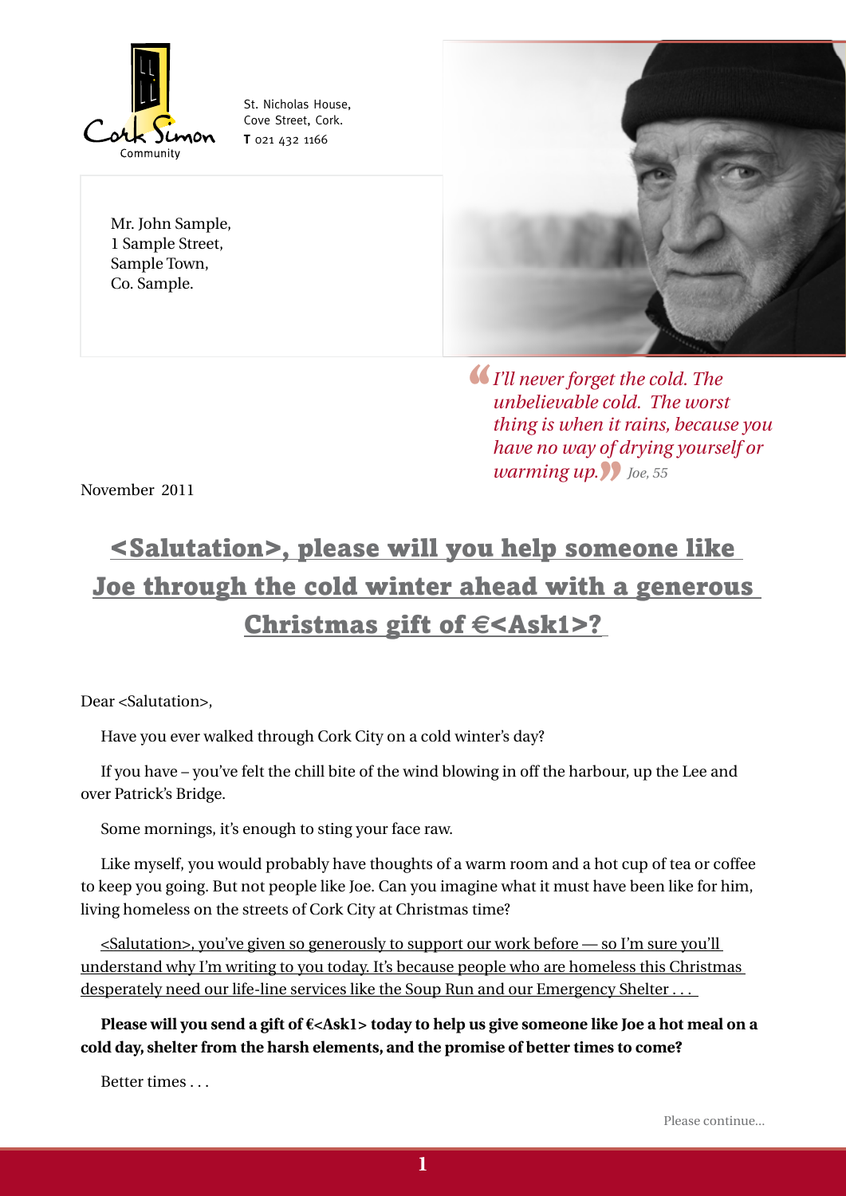Cork Simon Community

St. Nicholas House,
Cove Street, Cork.
**T** 021 432 1166

Mr. John Sample,
1 Sample Street,
Sample Town,
Co. Sample.

*"I'll never forget the cold. The unbelievable cold. The worst thing is when it rains, because you have no way of drying yourself or warming up."* *Joe, 55*

November 2011

## <Salutation>, please will you help someone like Joe through the cold winter ahead with a generous Christmas gift of €<Ask1>?

Dear <Salutation>,

Have you ever walked through Cork City on a cold winter's day?

If you have – you've felt the chill bite of the wind blowing in off the harbour, up the Lee and over Patrick's Bridge.

Some mornings, it's enough to sting your face raw.

Like myself, you would probably have thoughts of a warm room and a hot cup of tea or coffee to keep you going. But not people like Joe. Can you imagine what it must have been like for him, living homeless on the streets of Cork City at Christmas time?

<Salutation>, you've given so generously to support our work before — so I'm sure you'll understand why I'm writing to you today. It's because people who are homeless this Christmas desperately need our life-line services like the Soup Run and our Emergency Shelter . . .

**Please will you send a gift of €<Ask1> today to help us give someone like Joe a hot meal on a cold day, shelter from the harsh elements, and the promise of better times to come?**

Better times . . .

Please continue...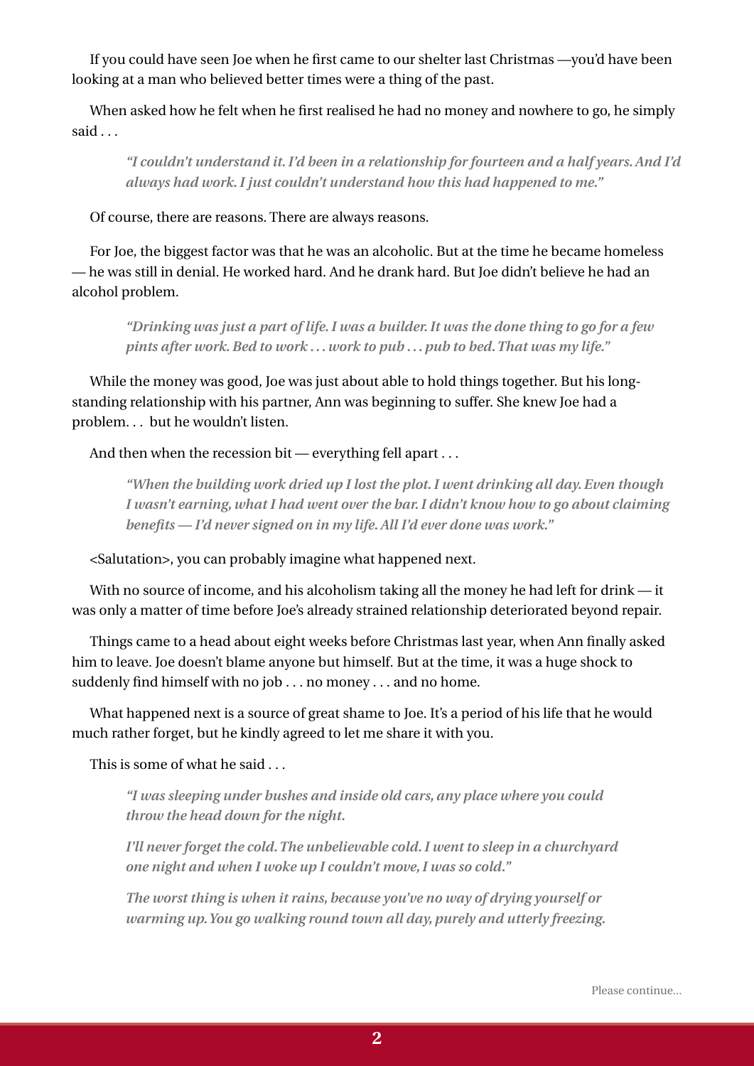If you could have seen Joe when he first came to our shelter last Christmas —you'd have been looking at a man who believed better times were a thing of the past.

When asked how he felt when he first realised he had no money and nowhere to go, he simply said . . .

> ***"I couldn't understand it. I'd been in a relationship for fourteen and a half years. And I'd always had work. I just couldn't understand how this had happened to me."***

Of course, there are reasons. There are always reasons.

For Joe, the biggest factor was that he was an alcoholic. But at the time he became homeless — he was still in denial. He worked hard. And he drank hard. But Joe didn't believe he had an alcohol problem.

> ***"Drinking was just a part of life. I was a builder. It was the done thing to go for a few pints after work. Bed to work . . . work to pub . . . pub to bed. That was my life."***

While the money was good, Joe was just about able to hold things together. But his long-standing relationship with his partner, Ann was beginning to suffer. She knew Joe had a problem. . . but he wouldn't listen.

And then when the recession bit — everything fell apart . . .

> ***"When the building work dried up I lost the plot. I went drinking all day. Even though I wasn't earning, what I had went over the bar. I didn't know how to go about claiming benefits — I'd never signed on in my life. All I'd ever done was work."***

<Salutation>, you can probably imagine what happened next.

With no source of income, and his alcoholism taking all the money he had left for drink — it was only a matter of time before Joe's already strained relationship deteriorated beyond repair.

Things came to a head about eight weeks before Christmas last year, when Ann finally asked him to leave. Joe doesn't blame anyone but himself. But at the time, it was a huge shock to suddenly find himself with no job . . . no money . . . and no home.

What happened next is a source of great shame to Joe. It's a period of his life that he would much rather forget, but he kindly agreed to let me share it with you.

This is some of what he said . . .

> ***"I was sleeping under bushes and inside old cars, any place where you could throw the head down for the night.***
>
> ***I'll never forget the cold. The unbelievable cold. I went to sleep in a churchyard one night and when I woke up I couldn't move, I was so cold."***
>
> ***The worst thing is when it rains, because you've no way of drying yourself or warming up. You go walking round town all day, purely and utterly freezing.***

Please continue...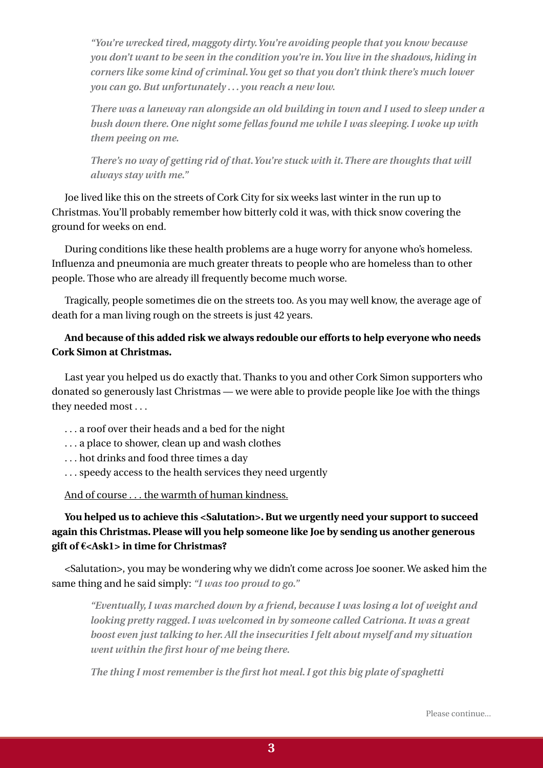*"You're wrecked tired, maggoty dirty. You're avoiding people that you know because you don't want to be seen in the condition you're in. You live in the shadows, hiding in corners like some kind of criminal. You get so that you don't think there's much lower you can go. But unfortunately . . . you reach a new low.*

*There was a laneway ran alongside an old building in town and I used to sleep under a bush down there. One night some fellas found me while I was sleeping. I woke up with them peeing on me.*

*There's no way of getting rid of that. You're stuck with it. There are thoughts that will always stay with me."*

Joe lived like this on the streets of Cork City for six weeks last winter in the run up to Christmas. You'll probably remember how bitterly cold it was, with thick snow covering the ground for weeks on end.

During conditions like these health problems are a huge worry for anyone who's homeless. Influenza and pneumonia are much greater threats to people who are homeless than to other people. Those who are already ill frequently become much worse.

Tragically, people sometimes die on the streets too. As you may well know, the average age of death for a man living rough on the streets is just 42 years.

**And because of this added risk we always redouble our efforts to help everyone who needs Cork Simon at Christmas.**

Last year you helped us do exactly that. Thanks to you and other Cork Simon supporters who donated so generously last Christmas — we were able to provide people like Joe with the things they needed most . . .

. . . a roof over their heads and a bed for the night
. . . a place to shower, clean up and wash clothes
. . . hot drinks and food three times a day
. . . speedy access to the health services they need urgently

<u>And of course . . . the warmth of human kindness.</u>

**You helped us to achieve this <Salutation>. But we urgently need your support to succeed again this Christmas. Please will you help someone like Joe by sending us another generous gift of €<Ask1> in time for Christmas?**

<Salutation>, you may be wondering why we didn't come across Joe sooner. We asked him the same thing and he said simply: *"I was too proud to go."*

*"Eventually, I was marched down by a friend, because I was losing a lot of weight and looking pretty ragged. I was welcomed in by someone called Catriona. It was a great boost even just talking to her. All the insecurities I felt about myself and my situation went within the first hour of me being there.*

*The thing I most remember is the first hot meal. I got this big plate of spaghetti*

Please continue...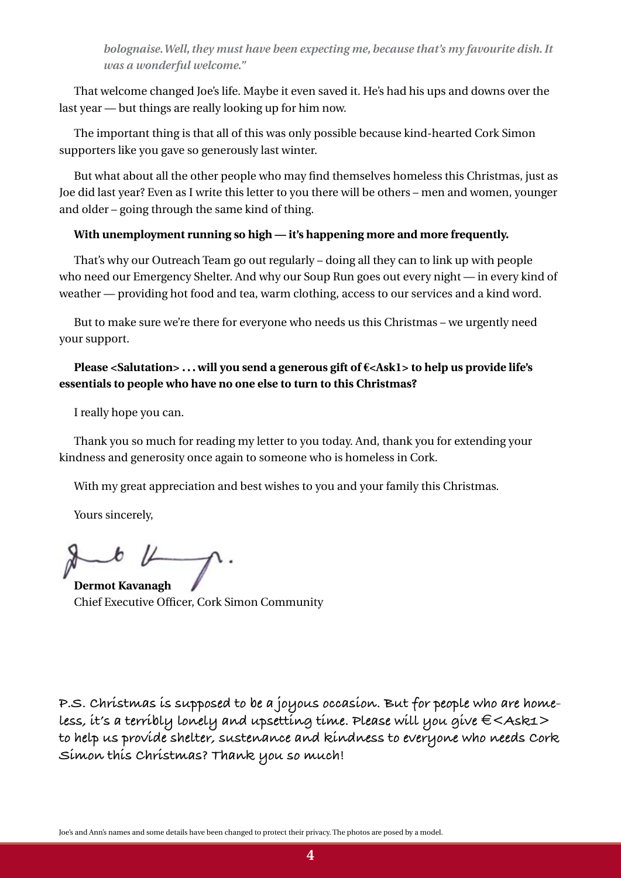*bolognaise. Well, they must have been expecting me, because that's my favourite dish. It was a wonderful welcome."*

That welcome changed Joe's life. Maybe it even saved it. He's had his ups and downs over the last year — but things are really looking up for him now.

The important thing is that all of this was only possible because kind-hearted Cork Simon supporters like you gave so generously last winter.

But what about all the other people who may find themselves homeless this Christmas, just as Joe did last year? Even as I write this letter to you there will be others – men and women, younger and older – going through the same kind of thing.

**With unemployment running so high — it's happening more and more frequently.**

That's why our Outreach Team go out regularly – doing all they can to link up with people who need our Emergency Shelter. And why our Soup Run goes out every night — in every kind of weather — providing hot food and tea, warm clothing, access to our services and a kind word.

But to make sure we're there for everyone who needs us this Christmas – we urgently need your support.

**Please <Salutation> . . . will you send a generous gift of €<Ask1> to help us provide life's essentials to people who have no one else to turn to this Christmas?**

I really hope you can.

Thank you so much for reading my letter to you today. And, thank you for extending your kindness and generosity once again to someone who is homeless in Cork.

With my great appreciation and best wishes to you and your family this Christmas.

Yours sincerely,

**Dermot Kavanagh**
Chief Executive Officer, Cork Simon Community

P.S. Christmas is supposed to be a joyous occasion. But for people who are homeless, it's a terribly lonely and upsetting time. Please will you give €<Ask1> to help us provide shelter, sustenance and kindness to everyone who needs Cork Simon this Christmas? Thank you so much!

Joe's and Ann's names and some details have been changed to protect their privacy. The photos are posed by a model.